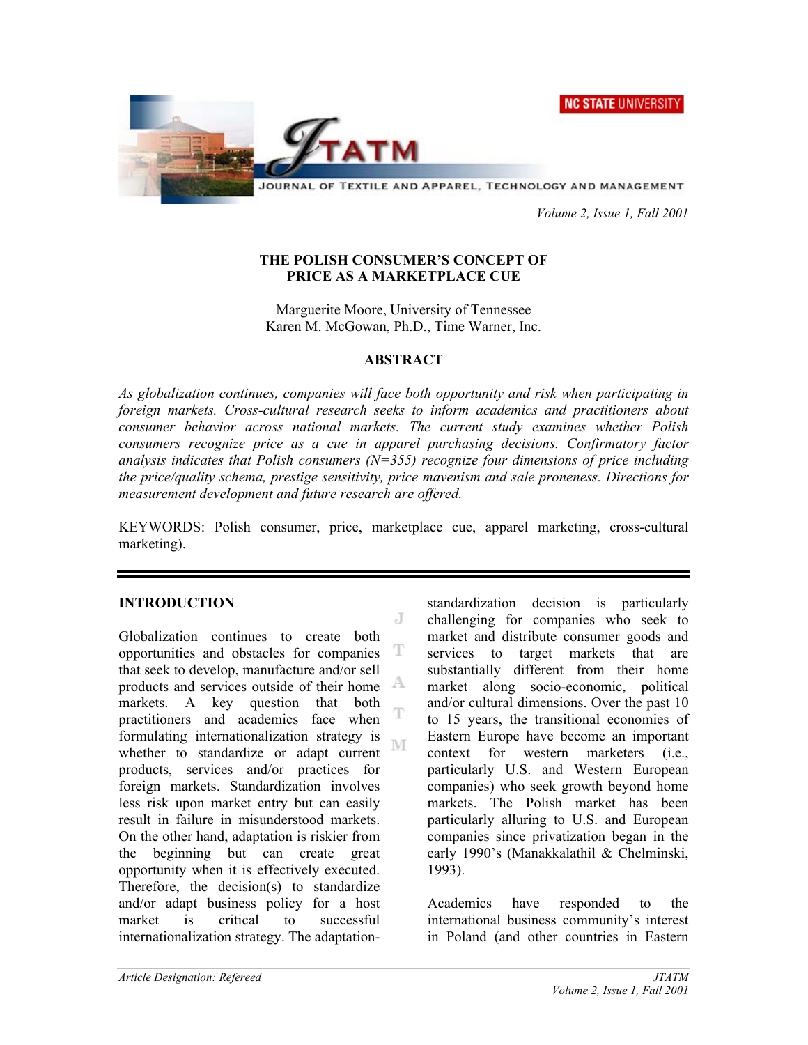# THE POLISH CONSUMER'S CONCEPT OF PRICE AS A MARKETPLACE CUE

Marguerite Moore, University of Tennessee
Karen M. McGowan, Ph.D., Time Warner, Inc.

## ABSTRACT

*As globalization continues, companies will face both opportunity and risk when participating in foreign markets. Cross-cultural research seeks to inform academics and practitioners about consumer behavior across national markets. The current study examines whether Polish consumers recognize price as a cue in apparel purchasing decisions. Confirmatory factor analysis indicates that Polish consumers (N=355) recognize four dimensions of price including the price/quality schema, prestige sensitivity, price mavenism and sale proneness. Directions for measurement development and future research are offered.*

KEYWORDS: Polish consumer, price, marketplace cue, apparel marketing, cross-cultural marketing).

## INTRODUCTION

Globalization continues to create both opportunities and obstacles for companies that seek to develop, manufacture and/or sell products and services outside of their home markets. A key question that both practitioners and academics face when formulating internationalization strategy is whether to standardize or adapt current products, services and/or practices for foreign markets. Standardization involves less risk upon market entry but can easily result in failure in misunderstood markets. On the other hand, adaptation is riskier from the beginning but can create great opportunity when it is effectively executed. Therefore, the decision(s) to standardize and/or adapt business policy for a host market is critical to successful internationalization strategy. The adaptation-standardization decision is particularly challenging for companies who seek to market and distribute consumer goods and services to target markets that are substantially different from their home market along socio-economic, political and/or cultural dimensions. Over the past 10 to 15 years, the transitional economies of Eastern Europe have become an important context for western marketers (i.e., particularly U.S. and Western European companies) who seek growth beyond home markets. The Polish market has been particularly alluring to U.S. and European companies since privatization began in the early 1990's (Manakkalathil & Chelminski, 1993).

Academics have responded to the international business community's interest in Poland (and other countries in Eastern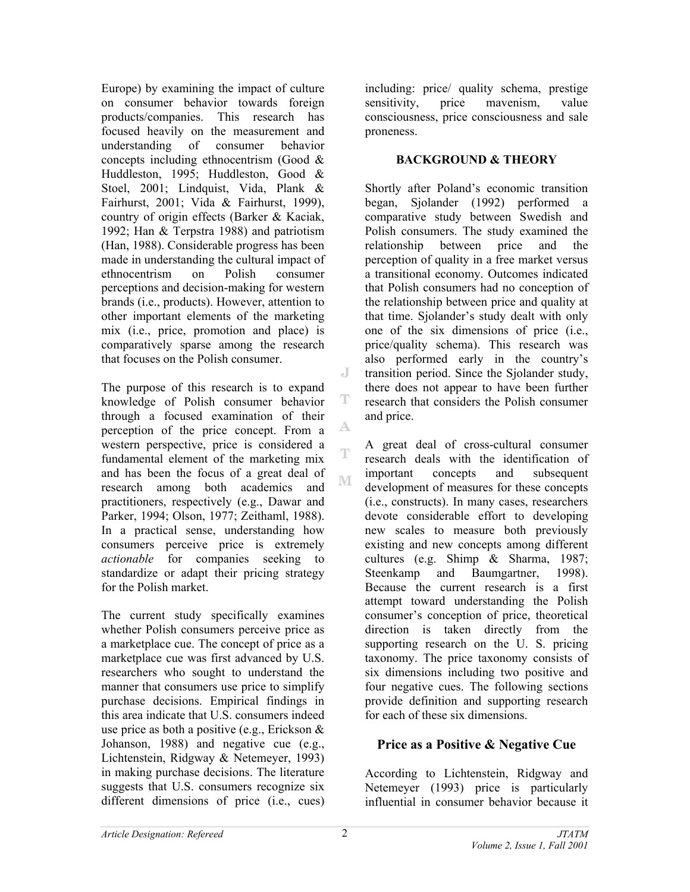Europe) by examining the impact of culture on consumer behavior towards foreign products/companies. This research has focused heavily on the measurement and understanding of consumer behavior concepts including ethnocentrism (Good & Huddleston, 1995; Huddleston, Good & Stoel, 2001; Lindquist, Vida, Plank & Fairhurst, 2001; Vida & Fairhurst, 1999), country of origin effects (Barker & Kaciak, 1992; Han & Terpstra 1988) and patriotism (Han, 1988). Considerable progress has been made in understanding the cultural impact of ethnocentrism on Polish consumer perceptions and decision-making for western brands (i.e., products). However, attention to other important elements of the marketing mix (i.e., price, promotion and place) is comparatively sparse among the research that focuses on the Polish consumer.

The purpose of this research is to expand knowledge of Polish consumer behavior through a focused examination of their perception of the price concept. From a western perspective, price is considered a fundamental element of the marketing mix and has been the focus of a great deal of research among both academics and practitioners, respectively (e.g., Dawar and Parker, 1994; Olson, 1977; Zeithaml, 1988). In a practical sense, understanding how consumers perceive price is extremely *actionable* for companies seeking to standardize or adapt their pricing strategy for the Polish market.

The current study specifically examines whether Polish consumers perceive price as a marketplace cue. The concept of price as a marketplace cue was first advanced by U.S. researchers who sought to understand the manner that consumers use price to simplify purchase decisions. Empirical findings in this area indicate that U.S. consumers indeed use price as both a positive (e.g., Erickson & Johanson, 1988) and negative cue (e.g., Lichtenstein, Ridgway & Netemeyer, 1993) in making purchase decisions. The literature suggests that U.S. consumers recognize six different dimensions of price (i.e., cues) including: price/ quality schema, prestige sensitivity, price mavenism, value consciousness, price consciousness and sale proneness.

## BACKGROUND & THEORY

Shortly after Poland's economic transition began, Sjolander (1992) performed a comparative study between Swedish and Polish consumers. The study examined the relationship between price and the perception of quality in a free market versus a transitional economy. Outcomes indicated that Polish consumers had no conception of the relationship between price and quality at that time. Sjolander's study dealt with only one of the six dimensions of price (i.e., price/quality schema). This research was also performed early in the country's transition period. Since the Sjolander study, there does not appear to have been further research that considers the Polish consumer and price.

A great deal of cross-cultural consumer research deals with the identification of important concepts and subsequent development of measures for these concepts (i.e., constructs). In many cases, researchers devote considerable effort to developing new scales to measure both previously existing and new concepts among different cultures (e.g. Shimp & Sharma, 1987; Steenkamp and Baumgartner, 1998). Because the current research is a first attempt toward understanding the Polish consumer's conception of price, theoretical direction is taken directly from the supporting research on the U. S. pricing taxonomy. The price taxonomy consists of six dimensions including two positive and four negative cues. The following sections provide definition and supporting research for each of these six dimensions.

### Price as a Positive & Negative Cue

According to Lichtenstein, Ridgway and Netemeyer (1993) price is particularly influential in consumer behavior because it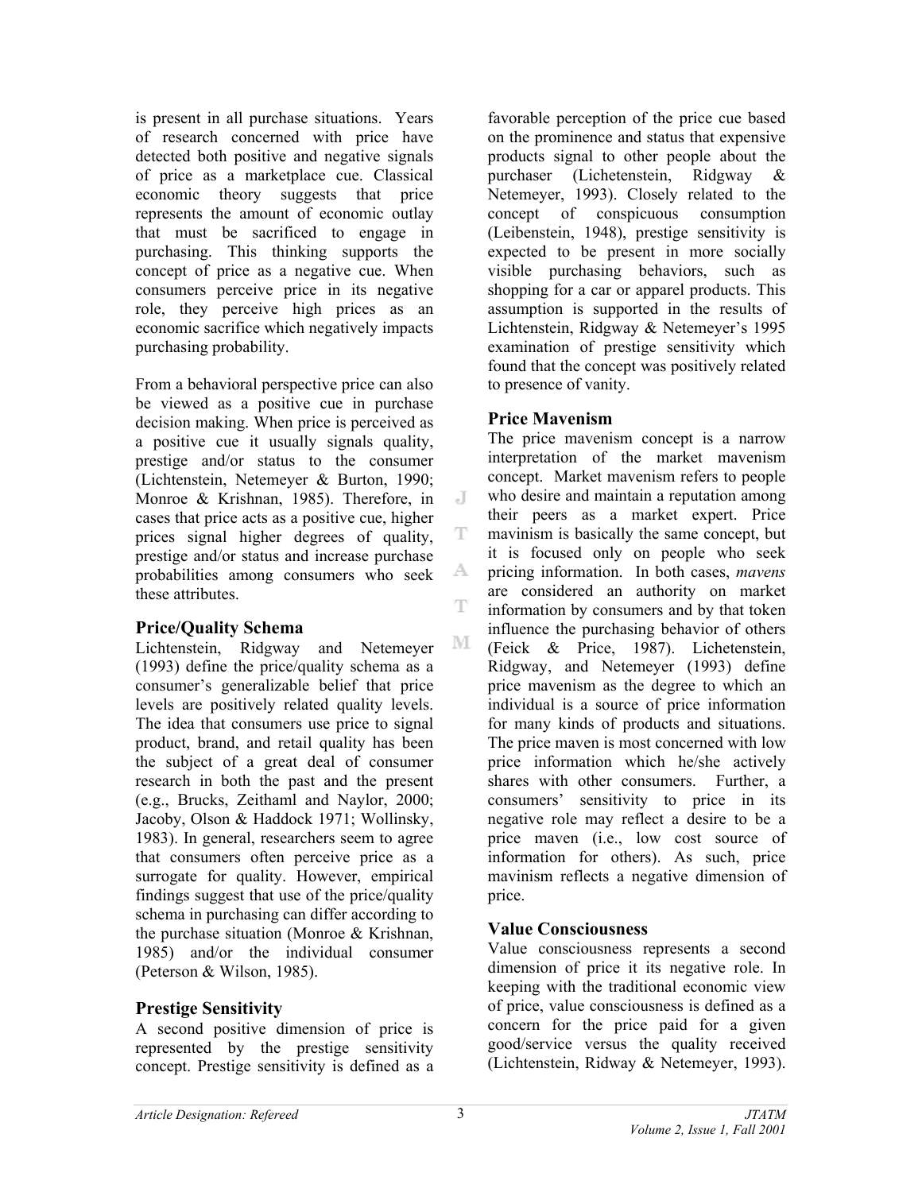is present in all purchase situations. Years of research concerned with price have detected both positive and negative signals of price as a marketplace cue. Classical economic theory suggests that price represents the amount of economic outlay that must be sacrificed to engage in purchasing. This thinking supports the concept of price as a negative cue. When consumers perceive price in its negative role, they perceive high prices as an economic sacrifice which negatively impacts purchasing probability.

From a behavioral perspective price can also be viewed as a positive cue in purchase decision making. When price is perceived as a positive cue it usually signals quality, prestige and/or status to the consumer (Lichtenstein, Netemeyer & Burton, 1990; Monroe & Krishnan, 1985). Therefore, in cases that price acts as a positive cue, higher prices signal higher degrees of quality, prestige and/or status and increase purchase probabilities among consumers who seek these attributes.

### Price/Quality Schema

Lichtenstein, Ridgway and Netemeyer (1993) define the price/quality schema as a consumer's generalizable belief that price levels are positively related quality levels. The idea that consumers use price to signal product, brand, and retail quality has been the subject of a great deal of consumer research in both the past and the present (e.g., Brucks, Zeithaml and Naylor, 2000; Jacoby, Olson & Haddock 1971; Wollinsky, 1983). In general, researchers seem to agree that consumers often perceive price as a surrogate for quality. However, empirical findings suggest that use of the price/quality schema in purchasing can differ according to the purchase situation (Monroe & Krishnan, 1985) and/or the individual consumer (Peterson & Wilson, 1985).

### Prestige Sensitivity

A second positive dimension of price is represented by the prestige sensitivity concept. Prestige sensitivity is defined as a favorable perception of the price cue based on the prominence and status that expensive products signal to other people about the purchaser (Lichetenstein, Ridgway & Netemeyer, 1993). Closely related to the concept of conspicuous consumption (Leibenstein, 1948), prestige sensitivity is expected to be present in more socially visible purchasing behaviors, such as shopping for a car or apparel products. This assumption is supported in the results of Lichtenstein, Ridgway & Netemeyer's 1995 examination of prestige sensitivity which found that the concept was positively related to presence of vanity.

### Price Mavenism

The price mavenism concept is a narrow interpretation of the market mavenism concept. Market mavenism refers to people who desire and maintain a reputation among their peers as a market expert. Price mavinism is basically the same concept, but it is focused only on people who seek pricing information. In both cases, *mavens* are considered an authority on market information by consumers and by that token influence the purchasing behavior of others (Feick & Price, 1987). Lichetenstein, Ridgway, and Netemeyer (1993) define price mavenism as the degree to which an individual is a source of price information for many kinds of products and situations. The price maven is most concerned with low price information which he/she actively shares with other consumers. Further, a consumers' sensitivity to price in its negative role may reflect a desire to be a price maven (i.e., low cost source of information for others). As such, price mavinism reflects a negative dimension of price.

### Value Consciousness

Value consciousness represents a second dimension of price it its negative role. In keeping with the traditional economic view of price, value consciousness is defined as a concern for the price paid for a given good/service versus the quality received (Lichtenstein, Ridway & Netemeyer, 1993).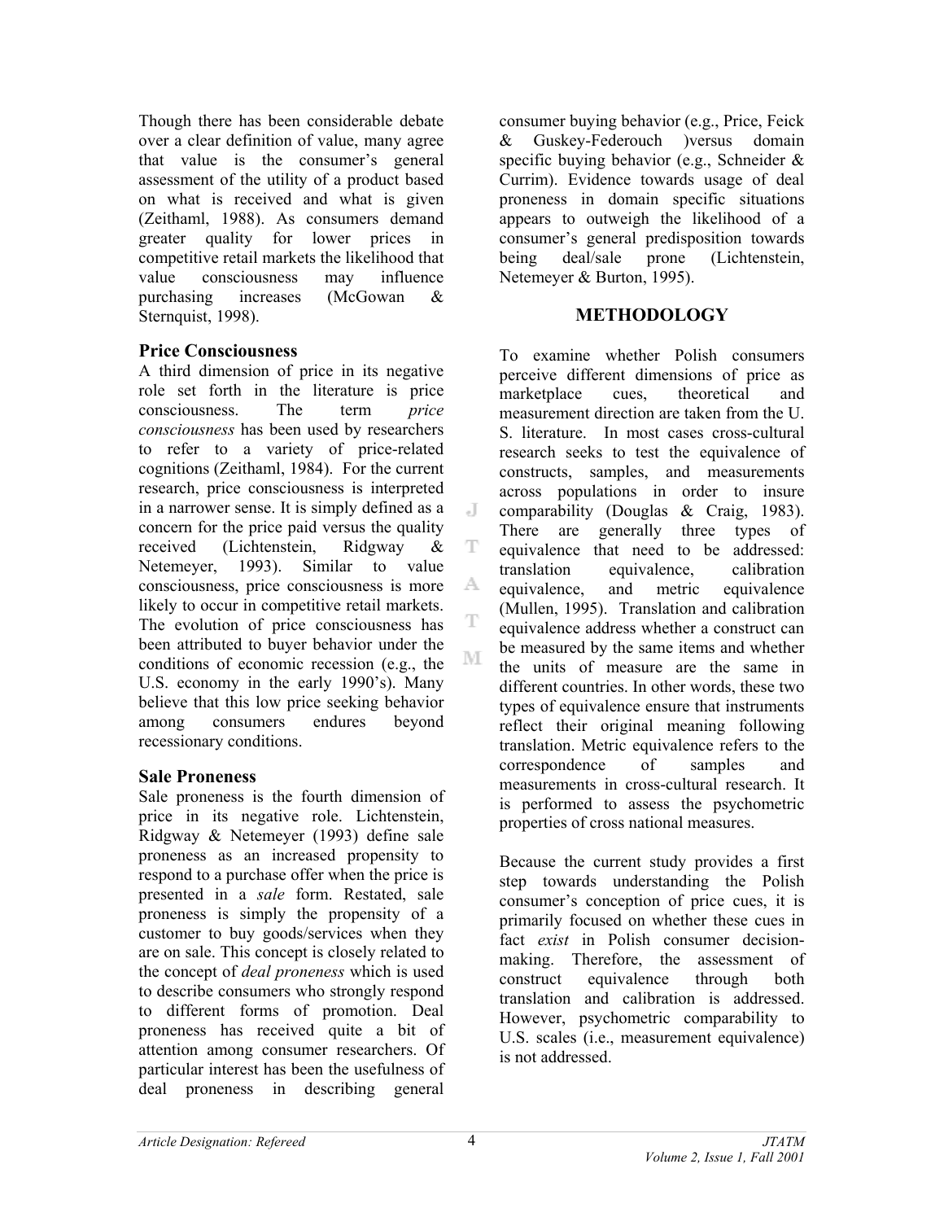Though there has been considerable debate over a clear definition of value, many agree that value is the consumer's general assessment of the utility of a product based on what is received and what is given (Zeithaml, 1988). As consumers demand greater quality for lower prices in competitive retail markets the likelihood that value consciousness may influence purchasing increases (McGowan & Sternquist, 1998).

### Price Consciousness

A third dimension of price in its negative role set forth in the literature is price consciousness. The term *price consciousness* has been used by researchers to refer to a variety of price-related cognitions (Zeithaml, 1984). For the current research, price consciousness is interpreted in a narrower sense. It is simply defined as a concern for the price paid versus the quality received (Lichtenstein, Ridgway & Netemeyer, 1993). Similar to value consciousness, price consciousness is more likely to occur in competitive retail markets. The evolution of price consciousness has been attributed to buyer behavior under the conditions of economic recession (e.g., the U.S. economy in the early 1990's). Many believe that this low price seeking behavior among consumers endures beyond recessionary conditions.

### Sale Proneness

Sale proneness is the fourth dimension of price in its negative role. Lichtenstein, Ridgway & Netemeyer (1993) define sale proneness as an increased propensity to respond to a purchase offer when the price is presented in a *sale* form. Restated, sale proneness is simply the propensity of a customer to buy goods/services when they are on sale. This concept is closely related to the concept of *deal proneness* which is used to describe consumers who strongly respond to different forms of promotion. Deal proneness has received quite a bit of attention among consumer researchers. Of particular interest has been the usefulness of deal proneness in describing general consumer buying behavior (e.g., Price, Feick & Guskey-Federouch )versus domain specific buying behavior (e.g., Schneider & Currim). Evidence towards usage of deal proneness in domain specific situations appears to outweigh the likelihood of a consumer's general predisposition towards being deal/sale prone (Lichtenstein, Netemeyer & Burton, 1995).

## METHODOLOGY

To examine whether Polish consumers perceive different dimensions of price as marketplace cues, theoretical and measurement direction are taken from the U. S. literature. In most cases cross-cultural research seeks to test the equivalence of constructs, samples, and measurements across populations in order to insure comparability (Douglas & Craig, 1983). There are generally three types of equivalence that need to be addressed: translation equivalence, calibration equivalence, and metric equivalence (Mullen, 1995). Translation and calibration equivalence address whether a construct can be measured by the same items and whether the units of measure are the same in different countries. In other words, these two types of equivalence ensure that instruments reflect their original meaning following translation. Metric equivalence refers to the correspondence of samples and measurements in cross-cultural research. It is performed to assess the psychometric properties of cross national measures.

Because the current study provides a first step towards understanding the Polish consumer's conception of price cues, it is primarily focused on whether these cues in fact *exist* in Polish consumer decision-making. Therefore, the assessment of construct equivalence through both translation and calibration is addressed. However, psychometric comparability to U.S. scales (i.e., measurement equivalence) is not addressed.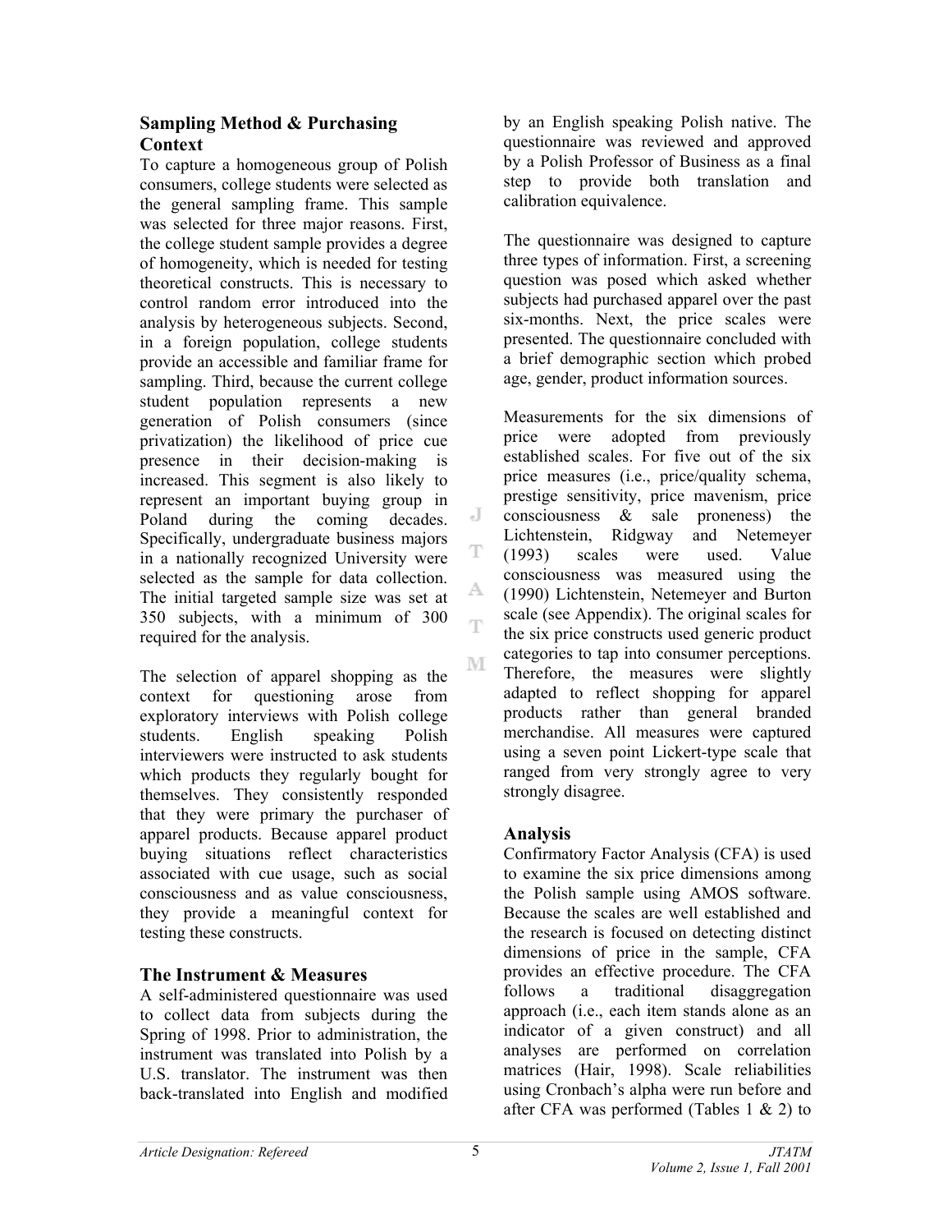## Sampling Method & Purchasing Context

To capture a homogeneous group of Polish consumers, college students were selected as the general sampling frame. This sample was selected for three major reasons. First, the college student sample provides a degree of homogeneity, which is needed for testing theoretical constructs. This is necessary to control random error introduced into the analysis by heterogeneous subjects. Second, in a foreign population, college students provide an accessible and familiar frame for sampling. Third, because the current college student population represents a new generation of Polish consumers (since privatization) the likelihood of price cue presence in their decision-making is increased. This segment is also likely to represent an important buying group in Poland during the coming decades. Specifically, undergraduate business majors in a nationally recognized University were selected as the sample for data collection. The initial targeted sample size was set at 350 subjects, with a minimum of 300 required for the analysis.

The selection of apparel shopping as the context for questioning arose from exploratory interviews with Polish college students. English speaking Polish interviewers were instructed to ask students which products they regularly bought for themselves. They consistently responded that they were primary the purchaser of apparel products. Because apparel product buying situations reflect characteristics associated with cue usage, such as social consciousness and as value consciousness, they provide a meaningful context for testing these constructs.

## The Instrument & Measures

A self-administered questionnaire was used to collect data from subjects during the Spring of 1998. Prior to administration, the instrument was translated into Polish by a U.S. translator. The instrument was then back-translated into English and modified by an English speaking Polish native. The questionnaire was reviewed and approved by a Polish Professor of Business as a final step to provide both translation and calibration equivalence.

The questionnaire was designed to capture three types of information. First, a screening question was posed which asked whether subjects had purchased apparel over the past six-months. Next, the price scales were presented. The questionnaire concluded with a brief demographic section which probed age, gender, product information sources.

Measurements for the six dimensions of price were adopted from previously established scales. For five out of the six price measures (i.e., price/quality schema, prestige sensitivity, price mavenism, price consciousness & sale proneness) the Lichtenstein, Ridgway and Netemeyer (1993) scales were used. Value consciousness was measured using the (1990) Lichtenstein, Netemeyer and Burton scale (see Appendix). The original scales for the six price constructs used generic product categories to tap into consumer perceptions. Therefore, the measures were slightly adapted to reflect shopping for apparel products rather than general branded merchandise. All measures were captured using a seven point Lickert-type scale that ranged from very strongly agree to very strongly disagree.

## Analysis

Confirmatory Factor Analysis (CFA) is used to examine the six price dimensions among the Polish sample using AMOS software. Because the scales are well established and the research is focused on detecting distinct dimensions of price in the sample, CFA provides an effective procedure. The CFA follows a traditional disaggregation approach (i.e., each item stands alone as an indicator of a given construct) and all analyses are performed on correlation matrices (Hair, 1998). Scale reliabilities using Cronbach's alpha were run before and after CFA was performed (Tables 1 & 2) to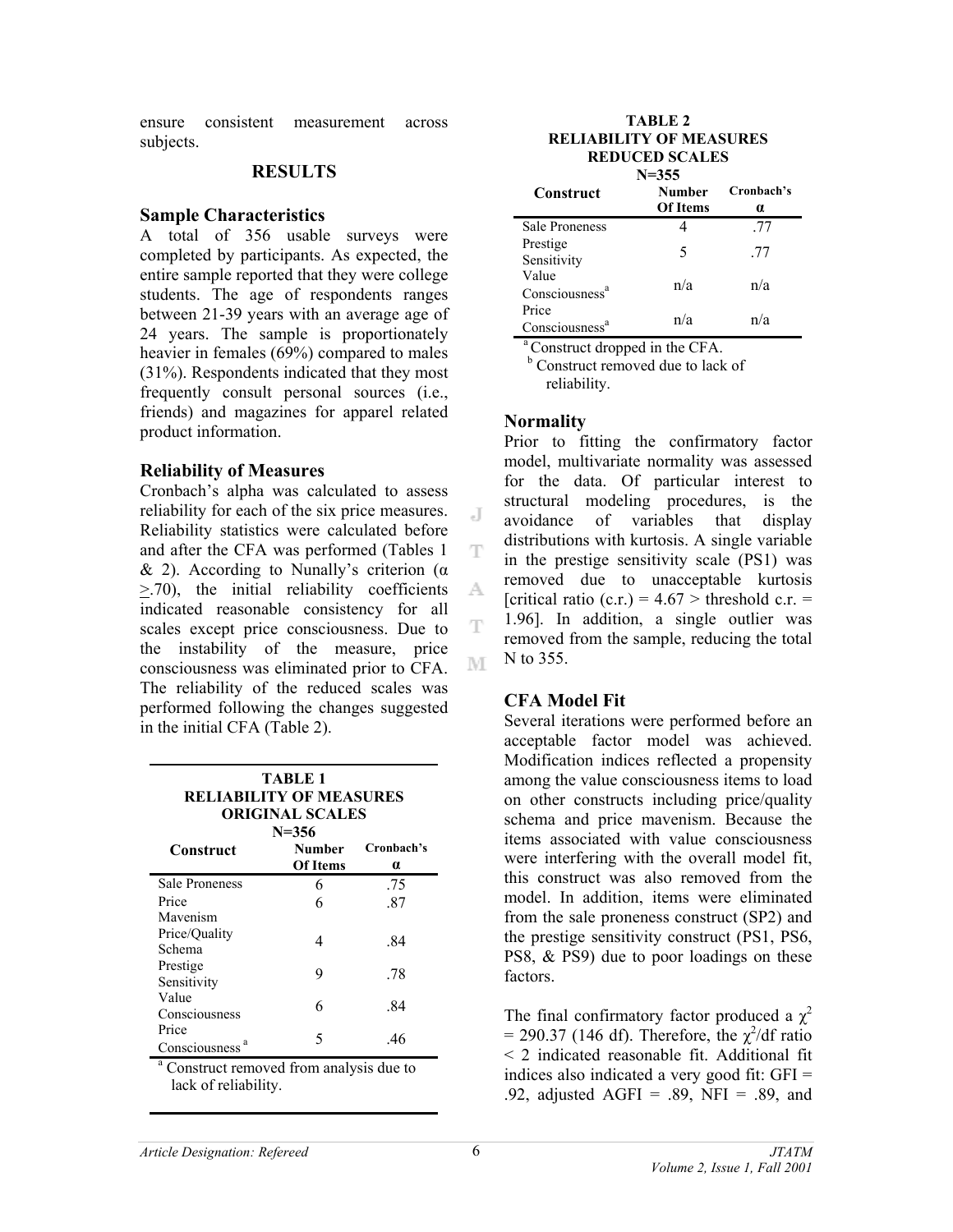ensure consistent measurement across subjects.

## RESULTS

### Sample Characteristics

A total of 356 usable surveys were completed by participants. As expected, the entire sample reported that they were college students. The age of respondents ranges between 21-39 years with an average age of 24 years. The sample is proportionately heavier in females (69%) compared to males (31%). Respondents indicated that they most frequently consult personal sources (i.e., friends) and magazines for apparel related product information.

### Reliability of Measures

Cronbach's alpha was calculated to assess reliability for each of the six price measures. Reliability statistics were calculated before and after the CFA was performed (Tables 1 & 2). According to Nunally's criterion ($\alpha \geq .70$), the initial reliability coefficients indicated reasonable consistency for all scales except price consciousness. Due to the instability of the measure, price consciousness was eliminated prior to CFA. The reliability of the reduced scales was performed following the changes suggested in the initial CFA (Table 2).

**TABLE 1**
**RELIABILITY OF MEASURES**
**ORIGINAL SCALES**
**N=356**

| Construct | Number Of Items | Cronbach's α |
|---|---|---|
| Sale Proneness | 6 | .75 |
| Price Mavenism | 6 | .87 |
| Price/Quality Schema | 4 | .84 |
| Prestige Sensitivity | 9 | .78 |
| Value Consciousness | 6 | .84 |
| Price Consciousness [a] | 5 | .46 |

[a] Construct removed from analysis due to lack of reliability.

**TABLE 2**
**RELIABILITY OF MEASURES**
**REDUCED SCALES**
**N=355**

| Construct | Number Of Items | Cronbach's α |
|---|---|---|
| Sale Proneness | 4 | .77 |
| Prestige Sensitivity | 5 | .77 |
| Value Consciousness[a] | n/a | n/a |
| Price Consciousness[a] | n/a | n/a |

[a] Construct dropped in the CFA.
[b] Construct removed due to lack of reliability.

### Normality

Prior to fitting the confirmatory factor model, multivariate normality was assessed for the data. Of particular interest to structural modeling procedures, is the avoidance of variables that display distributions with kurtosis. A single variable in the prestige sensitivity scale (PS1) was removed due to unacceptable kurtosis [critical ratio (c.r.) = 4.67 > threshold c.r. = 1.96]. In addition, a single outlier was removed from the sample, reducing the total N to 355.

### CFA Model Fit

Several iterations were performed before an acceptable factor model was achieved. Modification indices reflected a propensity among the value consciousness items to load on other constructs including price/quality schema and price mavenism. Because the items associated with value consciousness were interfering with the overall model fit, this construct was also removed from the model. In addition, items were eliminated from the sale proneness construct (SP2) and the prestige sensitivity construct (PS1, PS6, PS8, & PS9) due to poor loadings on these factors.

The final confirmatory factor produced a $\chi^2$ = 290.37 (146 df). Therefore, the $\chi^2$/df ratio < 2 indicated reasonable fit. Additional fit indices also indicated a very good fit: GFI = .92, adjusted AGFI = .89, NFI = .89, and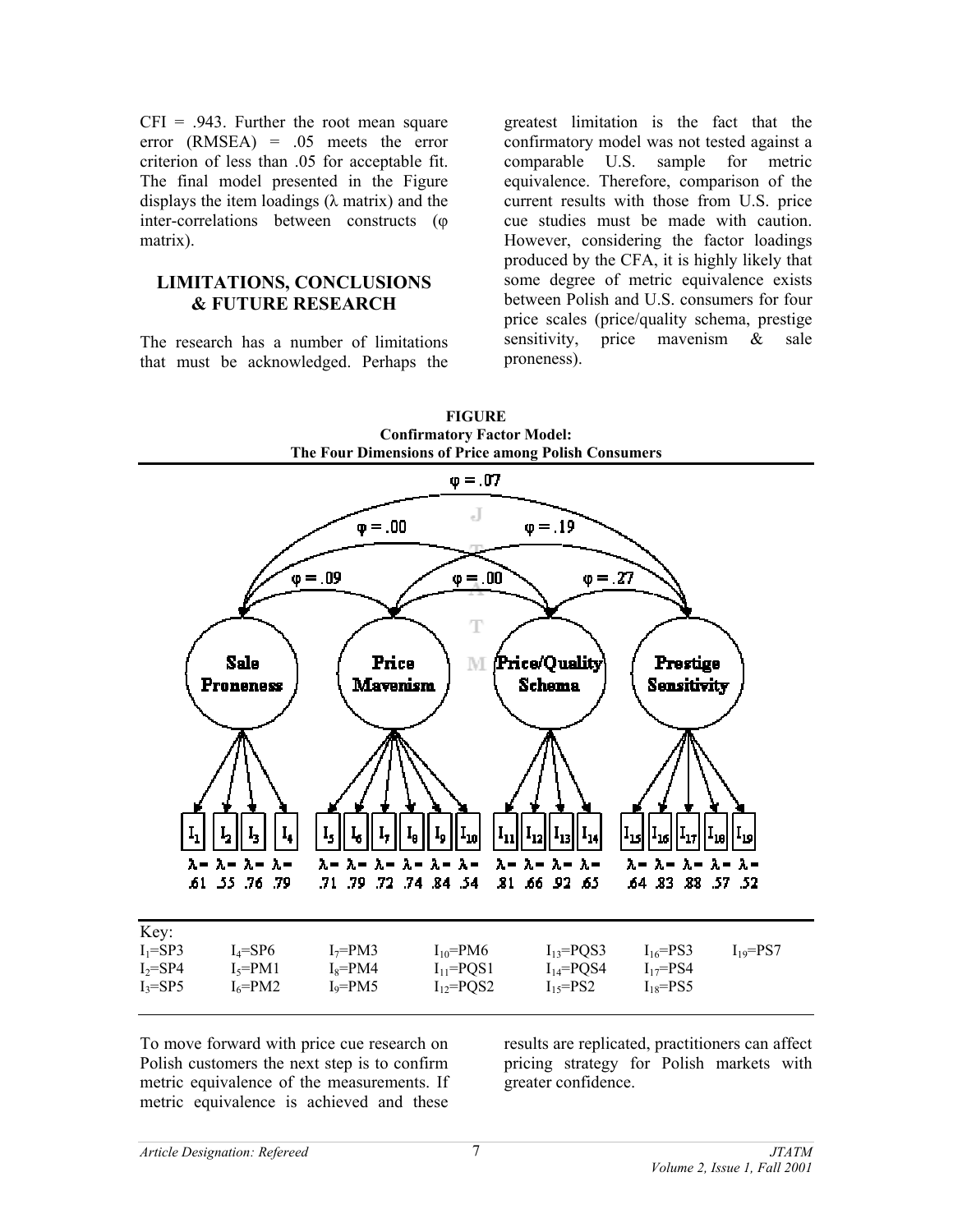CFI = .943. Further the root mean square error (RMSEA) = .05 meets the error criterion of less than .05 for acceptable fit. The final model presented in the Figure displays the item loadings ($\lambda$ matrix) and the inter-correlations between constructs ($\varphi$ matrix).

## LIMITATIONS, CONCLUSIONS & FUTURE RESEARCH

The research has a number of limitations that must be acknowledged. Perhaps the greatest limitation is the fact that the confirmatory model was not tested against a comparable U.S. sample for metric equivalence. Therefore, comparison of the current results with those from U.S. price cue studies must be made with caution. However, considering the factor loadings produced by the CFA, it is highly likely that some degree of metric equivalence exists between Polish and U.S. consumers for four price scales (price/quality schema, prestige sensitivity, price mavenism & sale proneness).

**FIGURE**
**Confirmatory Factor Model:**
**The Four Dimensions of Price among Polish Consumers**

$\varphi = .07$ $\varphi = .00$ $\varphi = .19$ $\varphi = .09$ $\varphi = .00$ $\varphi = .27$

Sale Proneness, Price Mavenism, Price/Quality Schema, Prestige Sensitivity

| $I_1$ | $I_2$ | $I_3$ | $I_4$ | $I_5$ | $I_6$ | $I_7$ | $I_8$ | $I_9$ | $I_{10}$ | $I_{11}$ | $I_{12}$ | $I_{13}$ | $I_{14}$ | $I_{15}$ | $I_{16}$ | $I_{17}$ | $I_{18}$ | $I_{19}$ |
|---|---|---|---|---|---|---|---|---|---|---|---|---|---|---|---|---|---|---|
| $\lambda$= .61 | $\lambda$= .55 | $\lambda$= .76 | $\lambda$= .79 | $\lambda$= .71 | $\lambda$= .79 | $\lambda$= .72 | $\lambda$= .74 | $\lambda$= .84 | $\lambda$= .54 | $\lambda$= .81 | $\lambda$= .66 | $\lambda$= .92 | $\lambda$= .65 | $\lambda$= .64 | $\lambda$= .83 | $\lambda$= .88 | $\lambda$= .57 | $\lambda$= .52 |

Key:

| | | | | | | |
|---|---|---|---|---|---|---|
| $I_1$=SP3 | $I_4$=SP6 | $I_7$=PM3 | $I_{10}$=PM6 | $I_{13}$=PQS3 | $I_{16}$=PS3 | $I_{19}$=PS7 |
| $I_2$=SP4 | $I_5$=PM1 | $I_8$=PM4 | $I_{11}$=PQS1 | $I_{14}$=PQS4 | $I_{17}$=PS4 | |
| $I_3$=SP5 | $I_6$=PM2 | $I_9$=PM5 | $I_{12}$=PQS2 | $I_{15}$=PS2 | $I_{18}$=PS5 | |

To move forward with price cue research on Polish customers the next step is to confirm metric equivalence of the measurements. If metric equivalence is achieved and these results are replicated, practitioners can affect pricing strategy for Polish markets with greater confidence.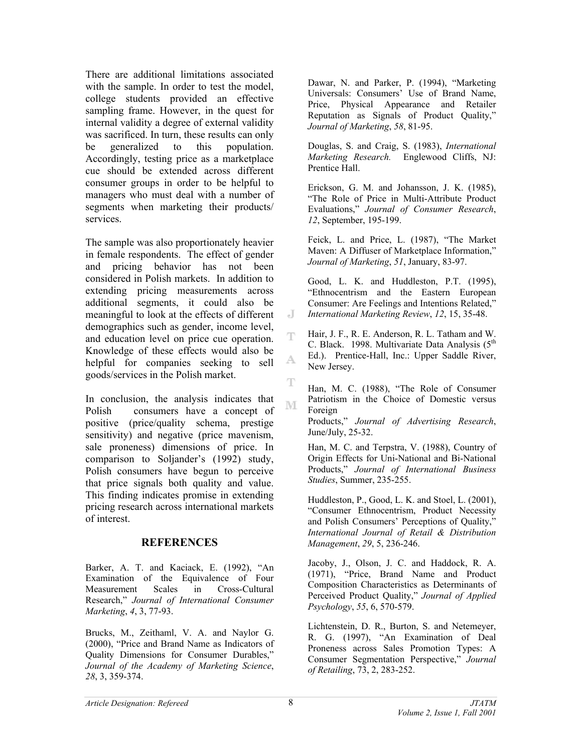There are additional limitations associated with the sample. In order to test the model, college students provided an effective sampling frame. However, in the quest for internal validity a degree of external validity was sacrificed. In turn, these results can only be generalized to this population. Accordingly, testing price as a marketplace cue should be extended across different consumer groups in order to be helpful to managers who must deal with a number of segments when marketing their products/ services.

The sample was also proportionately heavier in female respondents. The effect of gender and pricing behavior has not been considered in Polish markets. In addition to extending pricing measurements across additional segments, it could also be meaningful to look at the effects of different demographics such as gender, income level, and education level on price cue operation. Knowledge of these effects would also be helpful for companies seeking to sell goods/services in the Polish market.

In conclusion, the analysis indicates that Polish consumers have a concept of positive (price/quality schema, prestige sensitivity) and negative (price mavenism, sale proneness) dimensions of price. In comparison to Soljander's (1992) study, Polish consumers have begun to perceive that price signals both quality and value. This finding indicates promise in extending pricing research across international markets of interest.

## REFERENCES

Barker, A. T. and Kaciack, E. (1992), "An Examination of the Equivalence of Four Measurement Scales in Cross-Cultural Research," *Journal of International Consumer Marketing*, *4*, 3, 77-93.

Brucks, M., Zeithaml, V. A. and Naylor G. (2000), "Price and Brand Name as Indicators of Quality Dimensions for Consumer Durables," *Journal of the Academy of Marketing Science*, *28*, 3, 359-374.

Dawar, N. and Parker, P. (1994), "Marketing Universals: Consumers' Use of Brand Name, Price, Physical Appearance and Retailer Reputation as Signals of Product Quality," *Journal of Marketing*, *58*, 81-95.

Douglas, S. and Craig, S. (1983), *International Marketing Research.* Englewood Cliffs, NJ: Prentice Hall.

Erickson, G. M. and Johansson, J. K. (1985), "The Role of Price in Multi-Attribute Product Evaluations," *Journal of Consumer Research*, *12*, September, 195-199.

Feick, L. and Price, L. (1987), "The Market Maven: A Diffuser of Marketplace Information," *Journal of Marketing*, *51*, January, 83-97.

Good, L. K. and Huddleston, P.T. (1995), "Ethnocentrism and the Eastern European Consumer: Are Feelings and Intentions Related," *International Marketing Review*, *12*, 15, 35-48.

Hair, J. F., R. E. Anderson, R. L. Tatham and W. C. Black. 1998. Multivariate Data Analysis (5th Ed.). Prentice-Hall, Inc.: Upper Saddle River, New Jersey.

Han, M. C. (1988), "The Role of Consumer Patriotism in the Choice of Domestic versus Foreign Products," *Journal of Advertising Research*, June/July, 25-32.

Han, M. C. and Terpstra, V. (1988), Country of Origin Effects for Uni-National and Bi-National Products," *Journal of International Business Studies*, Summer, 235-255.

Huddleston, P., Good, L. K. and Stoel, L. (2001), "Consumer Ethnocentrism, Product Necessity and Polish Consumers' Perceptions of Quality," *International Journal of Retail & Distribution Management*, *29*, 5, 236-246.

Jacoby, J., Olson, J. C. and Haddock, R. A. (1971), "Price, Brand Name and Product Composition Characteristics as Determinants of Perceived Product Quality," *Journal of Applied Psychology*, *55*, 6, 570-579.

Lichtenstein, D. R., Burton, S. and Netemeyer, R. G. (1997), "An Examination of Deal Proneness across Sales Promotion Types: A Consumer Segmentation Perspective," *Journal of Retailing*, 73, 2, 283-252.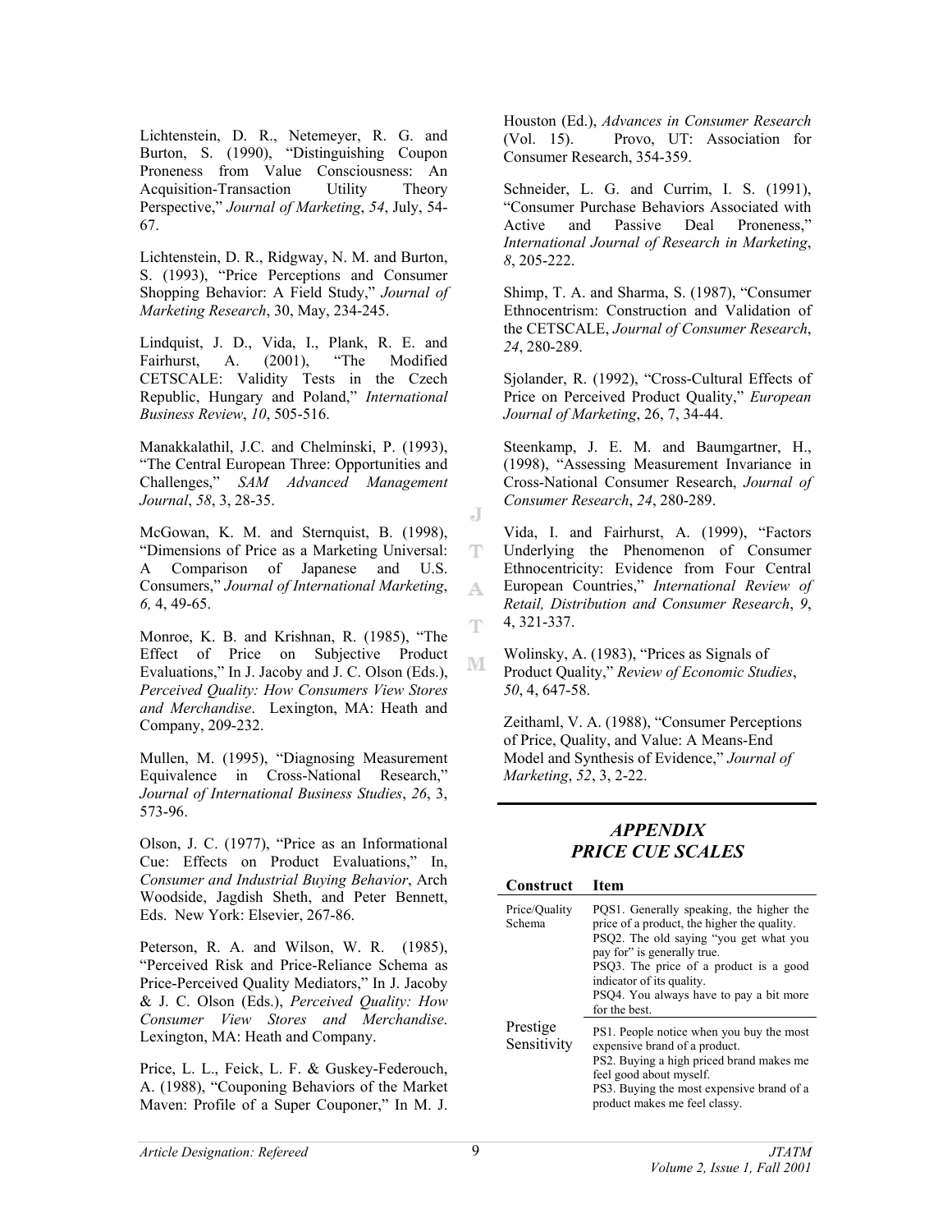Lichtenstein, D. R., Netemeyer, R. G. and Burton, S. (1990), "Distinguishing Coupon Proneness from Value Consciousness: An Acquisition-Transaction Utility Theory Perspective," *Journal of Marketing*, *54*, July, 54-67.

Lichtenstein, D. R., Ridgway, N. M. and Burton, S. (1993), "Price Perceptions and Consumer Shopping Behavior: A Field Study," *Journal of Marketing Research*, 30, May, 234-245.

Lindquist, J. D., Vida, I., Plank, R. E. and Fairhurst, A. (2001), "The Modified CETSCALE: Validity Tests in the Czech Republic, Hungary and Poland," *International Business Review*, *10*, 505-516.

Manakkalathil, J.C. and Chelminski, P. (1993), "The Central European Three: Opportunities and Challenges," *SAM Advanced Management Journal*, *58*, 3, 28-35.

McGowan, K. M. and Sternquist, B. (1998), "Dimensions of Price as a Marketing Universal: A Comparison of Japanese and U.S. Consumers," *Journal of International Marketing*, *6,* 4, 49-65.

Monroe, K. B. and Krishnan, R. (1985), "The Effect of Price on Subjective Product Evaluations," In J. Jacoby and J. C. Olson (Eds.), *Perceived Quality: How Consumers View Stores and Merchandise*. Lexington, MA: Heath and Company, 209-232.

Mullen, M. (1995), "Diagnosing Measurement Equivalence in Cross-National Research," *Journal of International Business Studies*, *26*, 3, 573-96.

Olson, J. C. (1977), "Price as an Informational Cue: Effects on Product Evaluations," In, *Consumer and Industrial Buying Behavior*, Arch Woodside, Jagdish Sheth, and Peter Bennett, Eds. New York: Elsevier, 267-86.

Peterson, R. A. and Wilson, W. R. (1985), "Perceived Risk and Price-Reliance Schema as Price-Perceived Quality Mediators," In J. Jacoby & J. C. Olson (Eds.), *Perceived Quality: How Consumer View Stores and Merchandise*. Lexington, MA: Heath and Company.

Price, L. L., Feick, L. F. & Guskey-Federouch, A. (1988), "Couponing Behaviors of the Market Maven: Profile of a Super Couponer," In M. J. Houston (Ed.), *Advances in Consumer Research* (Vol. 15). Provo, UT: Association for Consumer Research, 354-359.

Schneider, L. G. and Currim, I. S. (1991), "Consumer Purchase Behaviors Associated with Active and Passive Deal Proneness," *International Journal of Research in Marketing*, *8*, 205-222.

Shimp, T. A. and Sharma, S. (1987), "Consumer Ethnocentrism: Construction and Validation of the CETSCALE, *Journal of Consumer Research*, *24*, 280-289.

Sjolander, R. (1992), "Cross-Cultural Effects of Price on Perceived Product Quality," *European Journal of Marketing*, 26, 7, 34-44.

Steenkamp, J. E. M. and Baumgartner, H., (1998), "Assessing Measurement Invariance in Cross-National Consumer Research, *Journal of Consumer Research*, *24*, 280-289.

Vida, I. and Fairhurst, A. (1999), "Factors Underlying the Phenomenon of Consumer Ethnocentricity: Evidence from Four Central European Countries," *International Review of Retail, Distribution and Consumer Research*, *9*, 4, 321-337.

Wolinsky, A. (1983), "Prices as Signals of Product Quality," *Review of Economic Studies*, *50*, 4, 647-58.

Zeithaml, V. A. (1988), "Consumer Perceptions of Price, Quality, and Value: A Means-End Model and Synthesis of Evidence," *Journal of Marketing*, *52*, 3, 2-22.

## *APPENDIX* *PRICE CUE SCALES*

| Construct | Item |
|---|---|
| Price/Quality Schema | PQS1. Generally speaking, the higher the price of a product, the higher the quality.<br>PSQ2. The old saying "you get what you pay for" is generally true.<br>PSQ3. The price of a product is a good indicator of its quality.<br>PSQ4. You always have to pay a bit more for the best. |
| Prestige Sensitivity | PS1. People notice when you buy the most expensive brand of a product.<br>PS2. Buying a high priced brand makes me feel good about myself.<br>PS3. Buying the most expensive brand of a product makes me feel classy. |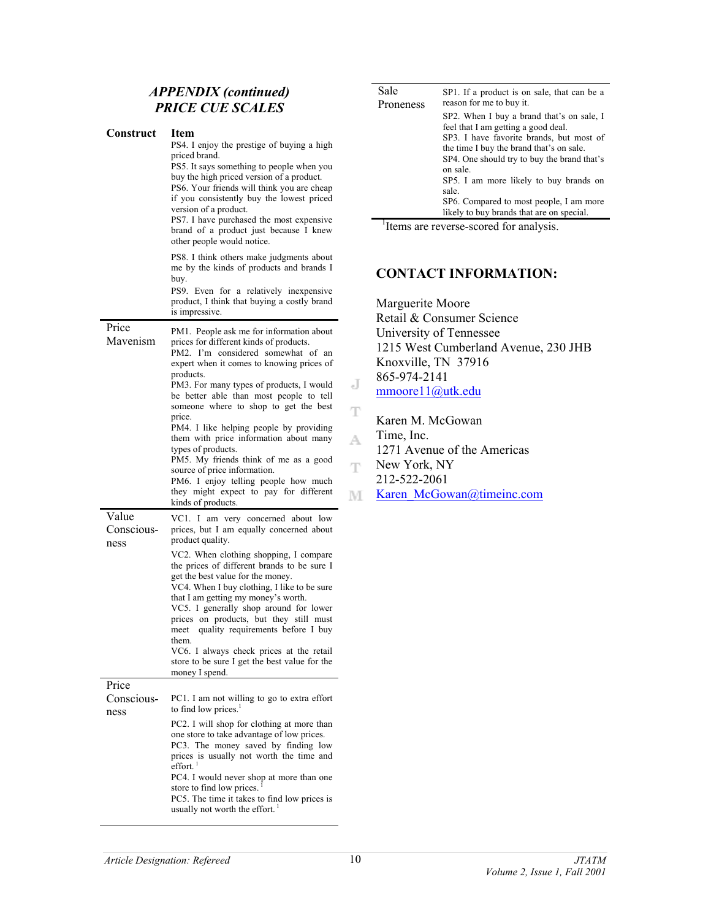## APPENDIX (continued)
## PRICE CUE SCALES

| Construct | Item |
|---|---|
| | PS4. I enjoy the prestige of buying a high priced brand. |
| | PS5. It says something to people when you buy the high priced version of a product. |
| | PS6. Your friends will think you are cheap if you consistently buy the lowest priced version of a product. |
| | PS7. I have purchased the most expensive brand of a product just because I knew other people would notice. |
| | PS8. I think others make judgments about me by the kinds of products and brands I buy. |
| | PS9. Even for a relatively inexpensive product, I think that buying a costly brand is impressive. |
| Price Mavenism | PM1. People ask me for information about prices for different kinds of products. |
| | PM2. I'm considered somewhat of an expert when it comes to knowing prices of products. |
| | PM3. For many types of products, I would be better able than most people to tell someone where to shop to get the best price. |
| | PM4. I like helping people by providing them with price information about many types of products. |
| | PM5. My friends think of me as a good source of price information. |
| | PM6. I enjoy telling people how much they might expect to pay for different kinds of products. |
| Value Consciousness | VC1. I am very concerned about low prices, but I am equally concerned about product quality. |
| | VC2. When clothing shopping, I compare the prices of different brands to be sure I get the best value for the money. |
| | VC4. When I buy clothing, I like to be sure that I am getting my money's worth. |
| | VC5. I generally shop around for lower prices on products, but they still must meet quality requirements before I buy them. |
| | VC6. I always check prices at the retail store to be sure I get the best value for the money I spend. |
| Price Consciousness | PC1. I am not willing to go to extra effort to find low prices.[1] |
| | PC2. I will shop for clothing at more than one store to take advantage of low prices. |
| | PC3. The money saved by finding low prices is usually not worth the time and effort.[1] |
| | PC4. I would never shop at more than one store to find low prices.[1] |
| | PC5. The time it takes to find low prices is usually not worth the effort.[1] |
| Sale Proneness | SP1. If a product is on sale, that can be a reason for me to buy it. |
| | SP2. When I buy a brand that's on sale, I feel that I am getting a good deal. |
| | SP3. I have favorite brands, but most of the time I buy the brand that's on sale. |
| | SP4. One should try to buy the brand that's on sale. |
| | SP5. I am more likely to buy brands on sale. |
| | SP6. Compared to most people, I am more likely to buy brands that are on special. |

[1]Items are reverse-scored for analysis.

## CONTACT INFORMATION:

Marguerite Moore
Retail & Consumer Science
University of Tennessee
1215 West Cumberland Avenue, 230 JHB
Knoxville, TN 37916
865-974-2141
mmoore11@utk.edu

Karen M. McGowan
Time, Inc.
1271 Avenue of the Americas
New York, NY
212-522-2061
Karen_McGowan@timeinc.com